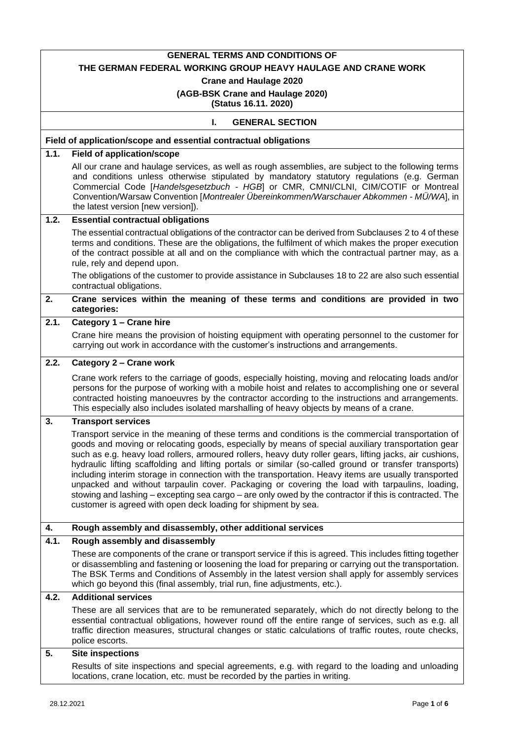# GENERAL TERMS AND CONDITIONS OF THE GERMAN FEDERAL WORKING GROUP HEAVY HAULAGE AND CRANE WORK

**Crane and Haulage 2020**

**(AGB-BSK Crane and Haulage 2020)**

**(Status 16.11. 2020)**

## I. GENERAL SECTION

### Field of application/scope and essential contractual obligations

### 1.1. Field of application/scope

All our crane and haulage services, as well as rough assemblies, are subject to the following terms and conditions unless otherwise stipulated by mandatory statutory regulations (e.g. German Commercial Code [*Handelsgesetzbuch - HGB*] or CMR, CMNI/CLNI, CIM/COTIF or Montreal Convention/Warsaw Convention [*Montrealer Übereinkommen/Warschauer Abkommen - MÜ/WA*], in the latest version [new version]).

### 1.2. Essential contractual obligations

The essential contractual obligations of the contractor can be derived from Subclauses 2 to 4 of these terms and conditions. These are the obligations, the fulfilment of which makes the proper execution of the contract possible at all and on the compliance with which the contractual partner may, as a rule, rely and depend upon.

The obligations of the customer to provide assistance in Subclauses 18 to 22 are also such essential contractual obligations.

### 2. Crane services within the meaning of these terms and conditions are provided in two categories:

### 2.1. Category 1 – Crane hire

Crane hire means the provision of hoisting equipment with operating personnel to the customer for carrying out work in accordance with the customer's instructions and arrangements.

### 2.2. Category 2 – Crane work

Crane work refers to the carriage of goods, especially hoisting, moving and relocating loads and/or persons for the purpose of working with a mobile hoist and relates to accomplishing one or several contracted hoisting manoeuvres by the contractor according to the instructions and arrangements. This especially also includes isolated marshalling of heavy objects by means of a crane.

### 3. Transport services

Transport service in the meaning of these terms and conditions is the commercial transportation of goods and moving or relocating goods, especially by means of special auxiliary transportation gear such as e.g. heavy load rollers, armoured rollers, heavy duty roller gears, lifting jacks, air cushions, hydraulic lifting scaffolding and lifting portals or similar (so-called ground or transfer transports) including interim storage in connection with the transportation. Heavy items are usually transported unpacked and without tarpaulin cover. Packaging or covering the load with tarpaulins, loading, stowing and lashing – excepting sea cargo – are only owed by the contractor if this is contracted. The customer is agreed with open deck loading for shipment by sea.

### 4. Rough assembly and disassembly, other additional services

### 4.1. Rough assembly and disassembly

These are components of the crane or transport service if this is agreed. This includes fitting together or disassembling and fastening or loosening the load for preparing or carrying out the transportation. The BSK Terms and Conditions of Assembly in the latest version shall apply for assembly services which go beyond this (final assembly, trial run, fine adjustments, etc.).

### 4.2. Additional services

These are all services that are to be remunerated separately, which do not directly belong to the essential contractual obligations, however round off the entire range of services, such as e.g. all traffic direction measures, structural changes or static calculations of traffic routes, route checks, police escorts.

### 5. Site inspections

Results of site inspections and special agreements, e.g. with regard to the loading and unloading locations, crane location, etc. must be recorded by the parties in writing.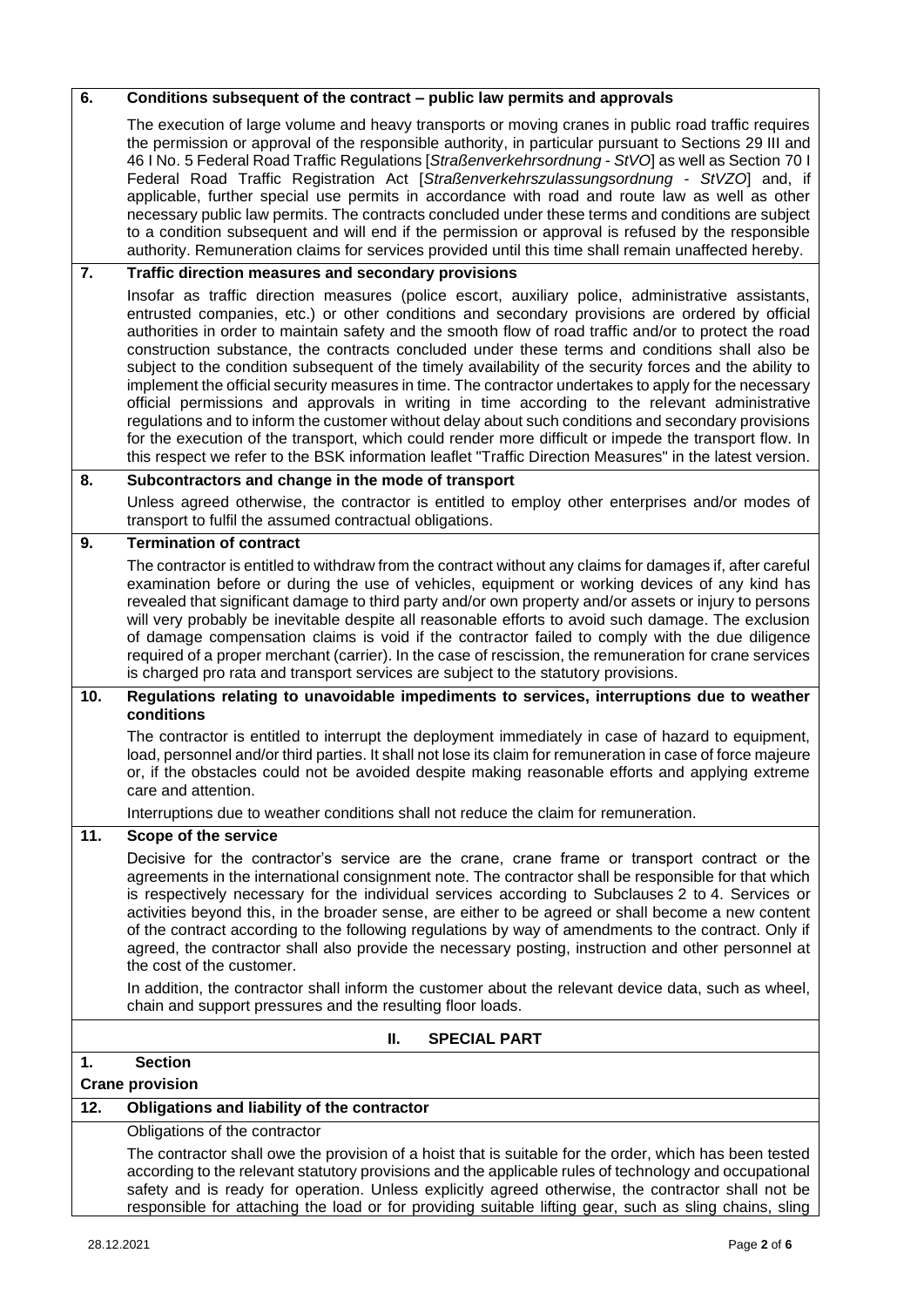### 6. Conditions subsequent of the contract – public law permits and approvals

The execution of large volume and heavy transports or moving cranes in public road traffic requires the permission or approval of the responsible authority, in particular pursuant to Sections 29 III and 46 I No. 5 Federal Road Traffic Regulations [*Straßenverkehrsordnung - StVO*] as well as Section 70 I Federal Road Traffic Registration Act [*Straßenverkehrszulassungsordnung - StVZO*] and, if applicable, further special use permits in accordance with road and route law as well as other necessary public law permits. The contracts concluded under these terms and conditions are subject to a condition subsequent and will end if the permission or approval is refused by the responsible authority. Remuneration claims for services provided until this time shall remain unaffected hereby.

### 7. Traffic direction measures and secondary provisions

Insofar as traffic direction measures (police escort, auxiliary police, administrative assistants, entrusted companies, etc.) or other conditions and secondary provisions are ordered by official authorities in order to maintain safety and the smooth flow of road traffic and/or to protect the road construction substance, the contracts concluded under these terms and conditions shall also be subject to the condition subsequent of the timely availability of the security forces and the ability to implement the official security measures in time. The contractor undertakes to apply for the necessary official permissions and approvals in writing in time according to the relevant administrative regulations and to inform the customer without delay about such conditions and secondary provisions for the execution of the transport, which could render more difficult or impede the transport flow. In this respect we refer to the BSK information leaflet "Traffic Direction Measures" in the latest version.

### 8. Subcontractors and change in the mode of transport

Unless agreed otherwise, the contractor is entitled to employ other enterprises and/or modes of transport to fulfil the assumed contractual obligations.

### 9. Termination of contract

The contractor is entitled to withdraw from the contract without any claims for damages if, after careful examination before or during the use of vehicles, equipment or working devices of any kind has revealed that significant damage to third party and/or own property and/or assets or injury to persons will very probably be inevitable despite all reasonable efforts to avoid such damage. The exclusion of damage compensation claims is void if the contractor failed to comply with the due diligence required of a proper merchant (carrier). In the case of rescission, the remuneration for crane services is charged pro rata and transport services are subject to the statutory provisions.

### 10. Regulations relating to unavoidable impediments to services, interruptions due to weather conditions

The contractor is entitled to interrupt the deployment immediately in case of hazard to equipment, load, personnel and/or third parties. It shall not lose its claim for remuneration in case of force majeure or, if the obstacles could not be avoided despite making reasonable efforts and applying extreme care and attention.

Interruptions due to weather conditions shall not reduce the claim for remuneration.

### 11. Scope of the service

Decisive for the contractor's service are the crane, crane frame or transport contract or the agreements in the international consignment note. The contractor shall be responsible for that which is respectively necessary for the individual services according to Subclauses 2 to 4. Services or activities beyond this, in the broader sense, are either to be agreed or shall become a new content of the contract according to the following regulations by way of amendments to the contract. Only if agreed, the contractor shall also provide the necessary posting, instruction and other personnel at the cost of the customer.

In addition, the contractor shall inform the customer about the relevant device data, such as wheel, chain and support pressures and the resulting floor loads.

## II. SPECIAL PART

### 1. Section

**Crane provision**

### 12. Obligations and liability of the contractor

Obligations of the contractor

The contractor shall owe the provision of a hoist that is suitable for the order, which has been tested according to the relevant statutory provisions and the applicable rules of technology and occupational safety and is ready for operation. Unless explicitly agreed otherwise, the contractor shall not be responsible for attaching the load or for providing suitable lifting gear, such as sling chains, sling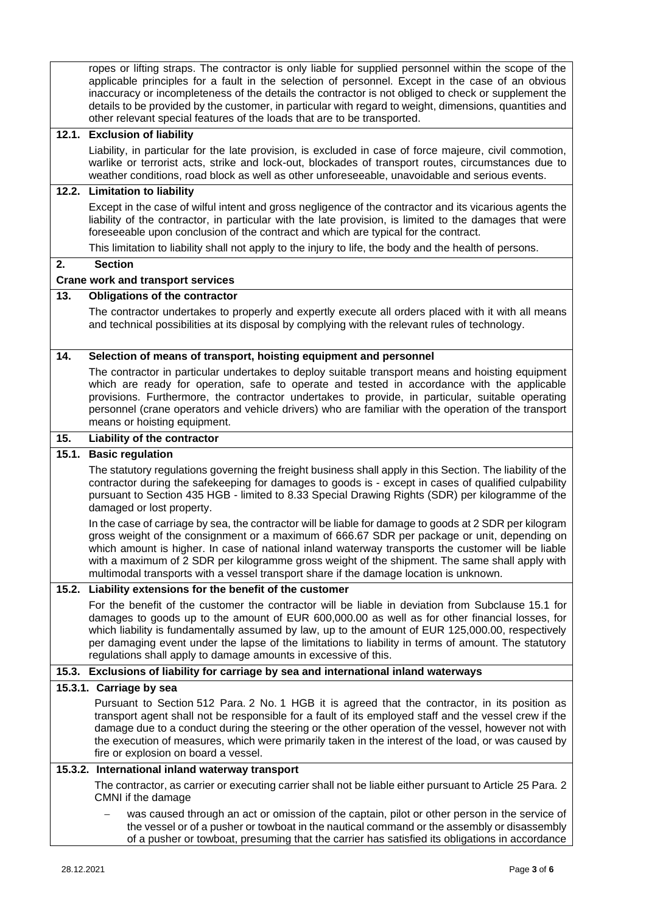ropes or lifting straps. The contractor is only liable for supplied personnel within the scope of the applicable principles for a fault in the selection of personnel. Except in the case of an obvious inaccuracy or incompleteness of the details the contractor is not obliged to check or supplement the details to be provided by the customer, in particular with regard to weight, dimensions, quantities and other relevant special features of the loads that are to be transported.

### 12.1. Exclusion of liability

Liability, in particular for the late provision, is excluded in case of force majeure, civil commotion, warlike or terrorist acts, strike and lock-out, blockades of transport routes, circumstances due to weather conditions, road block as well as other unforeseeable, unavoidable and serious events.

### 12.2. Limitation to liability

Except in the case of wilful intent and gross negligence of the contractor and its vicarious agents the liability of the contractor, in particular with the late provision, is limited to the damages that were foreseeable upon conclusion of the contract and which are typical for the contract.

This limitation to liability shall not apply to the injury to life, the body and the health of persons.

## 2. Section

## Crane work and transport services

### 13. Obligations of the contractor

The contractor undertakes to properly and expertly execute all orders placed with it with all means and technical possibilities at its disposal by complying with the relevant rules of technology.

### 14. Selection of means of transport, hoisting equipment and personnel

The contractor in particular undertakes to deploy suitable transport means and hoisting equipment which are ready for operation, safe to operate and tested in accordance with the applicable provisions. Furthermore, the contractor undertakes to provide, in particular, suitable operating personnel (crane operators and vehicle drivers) who are familiar with the operation of the transport means or hoisting equipment.

### 15. Liability of the contractor

### 15.1. Basic regulation

The statutory regulations governing the freight business shall apply in this Section. The liability of the contractor during the safekeeping for damages to goods is - except in cases of qualified culpability pursuant to Section 435 HGB - limited to 8.33 Special Drawing Rights (SDR) per kilogramme of the damaged or lost property.

In the case of carriage by sea, the contractor will be liable for damage to goods at 2 SDR per kilogram gross weight of the consignment or a maximum of 666.67 SDR per package or unit, depending on which amount is higher. In case of national inland waterway transports the customer will be liable with a maximum of 2 SDR per kilogramme gross weight of the shipment. The same shall apply with multimodal transports with a vessel transport share if the damage location is unknown.

### 15.2. Liability extensions for the benefit of the customer

For the benefit of the customer the contractor will be liable in deviation from Subclause 15.1 for damages to goods up to the amount of EUR 600,000.00 as well as for other financial losses, for which liability is fundamentally assumed by law, up to the amount of EUR 125,000.00, respectively per damaging event under the lapse of the limitations to liability in terms of amount. The statutory regulations shall apply to damage amounts in excessive of this.

### 15.3. Exclusions of liability for carriage by sea and international inland waterways

#### 15.3.1. Carriage by sea

Pursuant to Section 512 Para. 2 No. 1 HGB it is agreed that the contractor, in its position as transport agent shall not be responsible for a fault of its employed staff and the vessel crew if the damage due to a conduct during the steering or the other operation of the vessel, however not with the execution of measures, which were primarily taken in the interest of the load, or was caused by fire or explosion on board a vessel.

#### 15.3.2. International inland waterway transport

The contractor, as carrier or executing carrier shall not be liable either pursuant to Article 25 Para. 2 CMNI if the damage

- was caused through an act or omission of the captain, pilot or other person in the service of the vessel or of a pusher or towboat in the nautical command or the assembly or disassembly of a pusher or towboat, presuming that the carrier has satisfied its obligations in accordance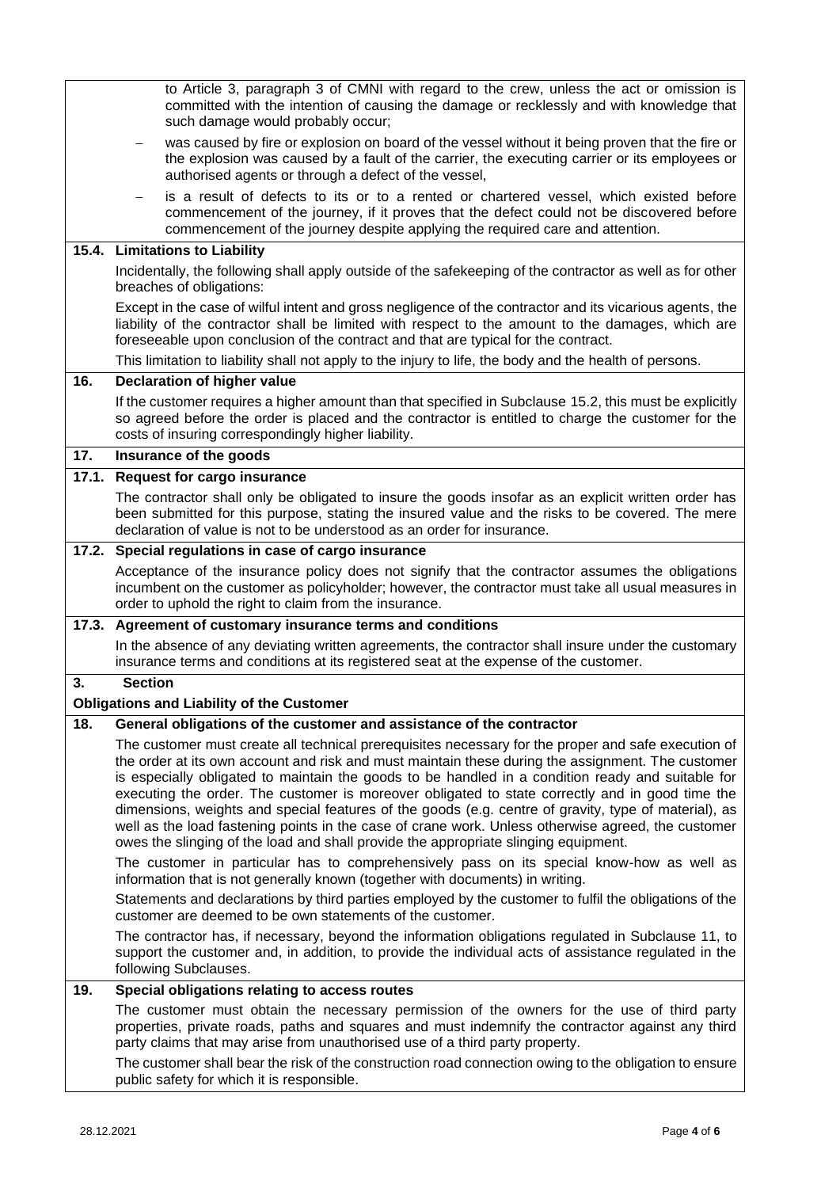to Article 3, paragraph 3 of CMNI with regard to the crew, unless the act or omission is committed with the intention of causing the damage or recklessly and with knowledge that such damage would probably occur;

- was caused by fire or explosion on board of the vessel without it being proven that the fire or the explosion was caused by a fault of the carrier, the executing carrier or its employees or authorised agents or through a defect of the vessel,
- is a result of defects to its or to a rented or chartered vessel, which existed before commencement of the journey, if it proves that the defect could not be discovered before commencement of the journey despite applying the required care and attention.

### 15.4. Limitations to Liability

Incidentally, the following shall apply outside of the safekeeping of the contractor as well as for other breaches of obligations:

Except in the case of wilful intent and gross negligence of the contractor and its vicarious agents, the liability of the contractor shall be limited with respect to the amount to the damages, which are foreseeable upon conclusion of the contract and that are typical for the contract.

This limitation to liability shall not apply to the injury to life, the body and the health of persons.

## 16. Declaration of higher value

If the customer requires a higher amount than that specified in Subclause 15.2, this must be explicitly so agreed before the order is placed and the contractor is entitled to charge the customer for the costs of insuring correspondingly higher liability.

## 17. Insurance of the goods

### 17.1. Request for cargo insurance

The contractor shall only be obligated to insure the goods insofar as an explicit written order has been submitted for this purpose, stating the insured value and the risks to be covered. The mere declaration of value is not to be understood as an order for insurance.

### 17.2. Special regulations in case of cargo insurance

Acceptance of the insurance policy does not signify that the contractor assumes the obligations incumbent on the customer as policyholder; however, the contractor must take all usual measures in order to uphold the right to claim from the insurance.

### 17.3. Agreement of customary insurance terms and conditions

In the absence of any deviating written agreements, the contractor shall insure under the customary insurance terms and conditions at its registered seat at the expense of the customer.

# 3. Section

## Obligations and Liability of the Customer

## 18. General obligations of the customer and assistance of the contractor

The customer must create all technical prerequisites necessary for the proper and safe execution of the order at its own account and risk and must maintain these during the assignment. The customer is especially obligated to maintain the goods to be handled in a condition ready and suitable for executing the order. The customer is moreover obligated to state correctly and in good time the dimensions, weights and special features of the goods (e.g. centre of gravity, type of material), as well as the load fastening points in the case of crane work. Unless otherwise agreed, the customer owes the slinging of the load and shall provide the appropriate slinging equipment.

The customer in particular has to comprehensively pass on its special know-how as well as information that is not generally known (together with documents) in writing.

Statements and declarations by third parties employed by the customer to fulfil the obligations of the customer are deemed to be own statements of the customer.

The contractor has, if necessary, beyond the information obligations regulated in Subclause 11, to support the customer and, in addition, to provide the individual acts of assistance regulated in the following Subclauses.

## 19. Special obligations relating to access routes

The customer must obtain the necessary permission of the owners for the use of third party properties, private roads, paths and squares and must indemnify the contractor against any third party claims that may arise from unauthorised use of a third party property.

The customer shall bear the risk of the construction road connection owing to the obligation to ensure public safety for which it is responsible.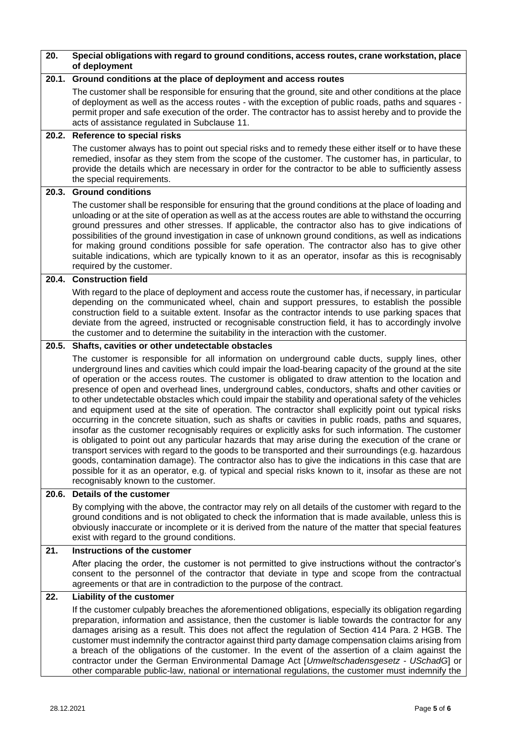## 20. Special obligations with regard to ground conditions, access routes, crane workstation, place of deployment

### 20.1. Ground conditions at the place of deployment and access routes

The customer shall be responsible for ensuring that the ground, site and other conditions at the place of deployment as well as the access routes - with the exception of public roads, paths and squares - permit proper and safe execution of the order. The contractor has to assist hereby and to provide the acts of assistance regulated in Subclause 11.

### 20.2. Reference to special risks

The customer always has to point out special risks and to remedy these either itself or to have these remedied, insofar as they stem from the scope of the customer. The customer has, in particular, to provide the details which are necessary in order for the contractor to be able to sufficiently assess the special requirements.

### 20.3. Ground conditions

The customer shall be responsible for ensuring that the ground conditions at the place of loading and unloading or at the site of operation as well as at the access routes are able to withstand the occurring ground pressures and other stresses. If applicable, the contractor also has to give indications of possibilities of the ground investigation in case of unknown ground conditions, as well as indications for making ground conditions possible for safe operation. The contractor also has to give other suitable indications, which are typically known to it as an operator, insofar as this is recognisably required by the customer.

### 20.4. Construction field

With regard to the place of deployment and access route the customer has, if necessary, in particular depending on the communicated wheel, chain and support pressures, to establish the possible construction field to a suitable extent. Insofar as the contractor intends to use parking spaces that deviate from the agreed, instructed or recognisable construction field, it has to accordingly involve the customer and to determine the suitability in the interaction with the customer.

### 20.5. Shafts, cavities or other undetectable obstacles

The customer is responsible for all information on underground cable ducts, supply lines, other underground lines and cavities which could impair the load-bearing capacity of the ground at the site of operation or the access routes. The customer is obligated to draw attention to the location and presence of open and overhead lines, underground cables, conductors, shafts and other cavities or to other undetectable obstacles which could impair the stability and operational safety of the vehicles and equipment used at the site of operation. The contractor shall explicitly point out typical risks occurring in the concrete situation, such as shafts or cavities in public roads, paths and squares, insofar as the customer recognisably requires or explicitly asks for such information. The customer is obligated to point out any particular hazards that may arise during the execution of the crane or transport services with regard to the goods to be transported and their surroundings (e.g. hazardous goods, contamination damage). The contractor also has to give the indications in this case that are possible for it as an operator, e.g. of typical and special risks known to it, insofar as these are not recognisably known to the customer.

### 20.6. Details of the customer

By complying with the above, the contractor may rely on all details of the customer with regard to the ground conditions and is not obligated to check the information that is made available, unless this is obviously inaccurate or incomplete or it is derived from the nature of the matter that special features exist with regard to the ground conditions.

## 21. Instructions of the customer

After placing the order, the customer is not permitted to give instructions without the contractor's consent to the personnel of the contractor that deviate in type and scope from the contractual agreements or that are in contradiction to the purpose of the contract.

## 22. Liability of the customer

If the customer culpably breaches the aforementioned obligations, especially its obligation regarding preparation, information and assistance, then the customer is liable towards the contractor for any damages arising as a result. This does not affect the regulation of Section 414 Para. 2 HGB. The customer must indemnify the contractor against third party damage compensation claims arising from a breach of the obligations of the customer. In the event of the assertion of a claim against the contractor under the German Environmental Damage Act [*Umweltschadensgesetz - USchadG*] or other comparable public-law, national or international regulations, the customer must indemnify the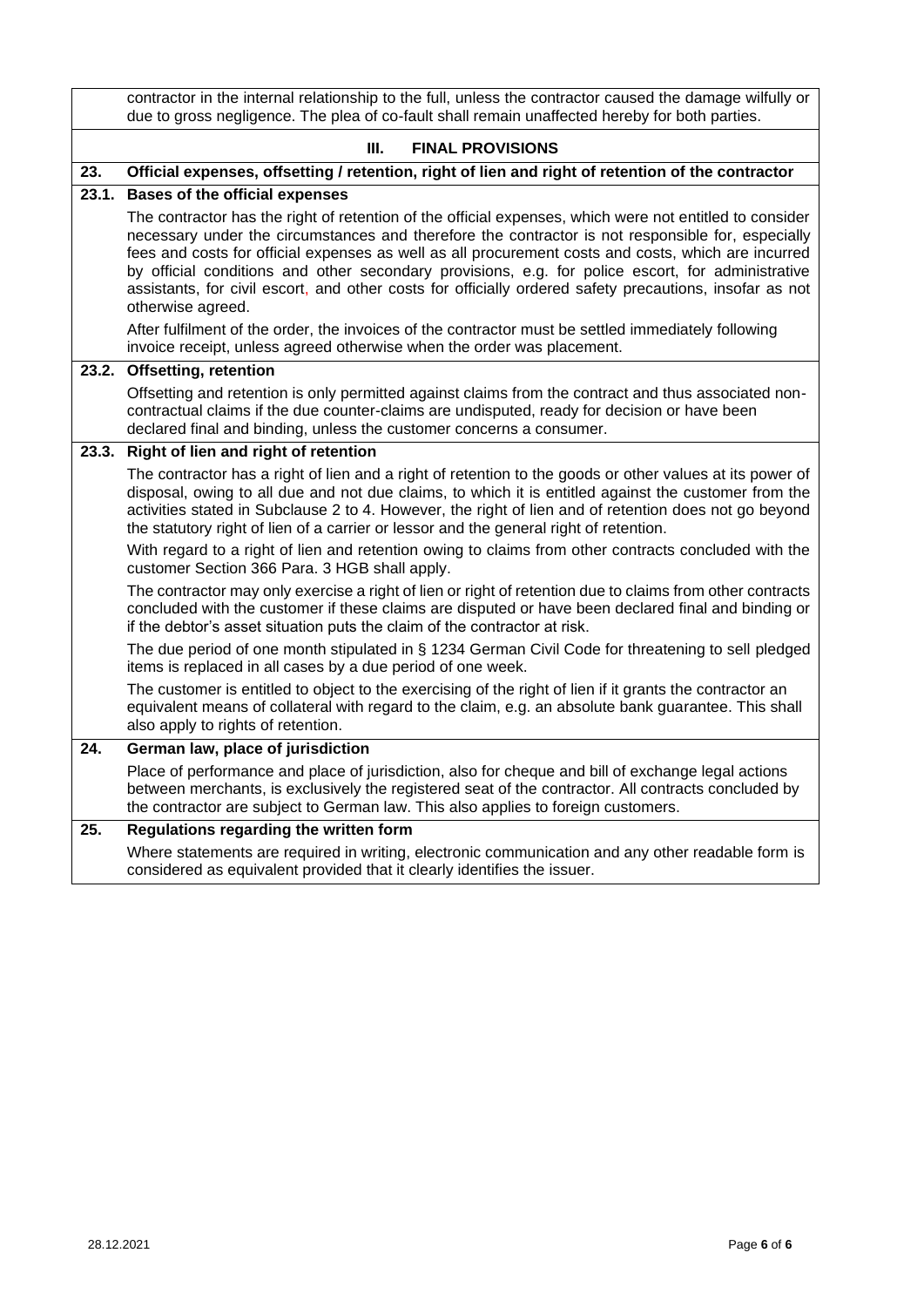contractor in the internal relationship to the full, unless the contractor caused the damage wilfully or due to gross negligence. The plea of co-fault shall remain unaffected hereby for both parties.

## III. FINAL PROVISIONS

### 23. Official expenses, offsetting / retention, right of lien and right of retention of the contractor

#### 23.1. Bases of the official expenses

The contractor has the right of retention of the official expenses, which were not entitled to consider necessary under the circumstances and therefore the contractor is not responsible for, especially fees and costs for official expenses as well as all procurement costs and costs, which are incurred by official conditions and other secondary provisions, e.g. for police escort, for administrative assistants, for civil escort, and other costs for officially ordered safety precautions, insofar as not otherwise agreed.

After fulfilment of the order, the invoices of the contractor must be settled immediately following invoice receipt, unless agreed otherwise when the order was placement.

#### 23.2. Offsetting, retention

Offsetting and retention is only permitted against claims from the contract and thus associated non-contractual claims if the due counter-claims are undisputed, ready for decision or have been declared final and binding, unless the customer concerns a consumer.

#### 23.3. Right of lien and right of retention

The contractor has a right of lien and a right of retention to the goods or other values at its power of disposal, owing to all due and not due claims, to which it is entitled against the customer from the activities stated in Subclause 2 to 4. However, the right of lien and of retention does not go beyond the statutory right of lien of a carrier or lessor and the general right of retention.

With regard to a right of lien and retention owing to claims from other contracts concluded with the customer Section 366 Para. 3 HGB shall apply.

The contractor may only exercise a right of lien or right of retention due to claims from other contracts concluded with the customer if these claims are disputed or have been declared final and binding or if the debtor's asset situation puts the claim of the contractor at risk.

The due period of one month stipulated in § 1234 German Civil Code for threatening to sell pledged items is replaced in all cases by a due period of one week.

The customer is entitled to object to the exercising of the right of lien if it grants the contractor an equivalent means of collateral with regard to the claim, e.g. an absolute bank guarantee. This shall also apply to rights of retention.

### 24. German law, place of jurisdiction

Place of performance and place of jurisdiction, also for cheque and bill of exchange legal actions between merchants, is exclusively the registered seat of the contractor. All contracts concluded by the contractor are subject to German law. This also applies to foreign customers.

### 25. Regulations regarding the written form

Where statements are required in writing, electronic communication and any other readable form is considered as equivalent provided that it clearly identifies the issuer.

28.12.2021